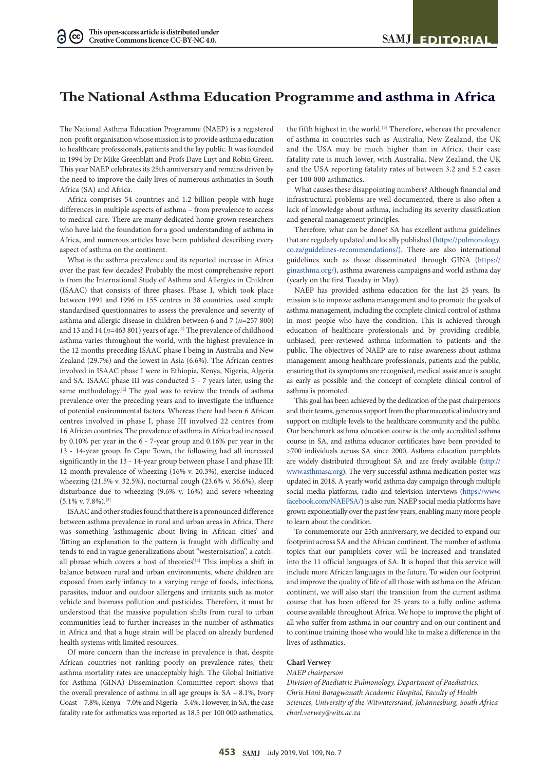# The National Asthma Education Programme and asthma in Africa

The National Asthma Education Programme (NAEP) is a registered non-profit organisation whose mission is to provide asthma education to healthcare professionals, patients and the lay public. It was founded in 1994 by Dr Mike Greenblatt and Profs Dave Luyt and Robin Green. This year NAEP celebrates its 25th anniversary and remains driven by the need to improve the daily lives of numerous asthmatics in South Africa (SA) and Africa.

Africa comprises 54 countries and 1.2 billion people with huge differences in multiple aspects of asthma – from prevalence to access to medical care. There are many dedicated home-grown researchers who have laid the foundation for a good understanding of asthma in Africa, and numerous articles have been published describing every aspect of asthma on the continent.

What is the asthma prevalence and its reported increase in Africa over the past few decades? Probably the most comprehensive report is from the International Study of Asthma and Allergies in Children (ISAAC) that consists of three phases. Phase I, which took place between 1991 and 1996 in 155 centres in 38 countries, used simple standardised questionnaires to assess the prevalence and severity of asthma and allergic disease in children between 6 and 7 ($n$=257 800) and 13 and 14 ($n$=463 801) years of age.[1] The prevalence of childhood asthma varies throughout the world, with the highest prevalence in the 12 months preceding ISAAC phase I being in Australia and New Zealand (29.7%) and the lowest in Asia (6.6%). The African centres involved in ISAAC phase I were in Ethiopia, Kenya, Nigeria, Algeria and SA. ISAAC phase III was conducted 5 - 7 years later, using the same methodology.[2] The goal was to review the trends of asthma prevalence over the preceding years and to investigate the influence of potential environmental factors. Whereas there had been 6 African centres involved in phase I, phase III involved 22 centres from 16 African countries. The prevalence of asthma in Africa had increased by 0.10% per year in the 6 - 7-year group and 0.16% per year in the 13 - 14-year group. In Cape Town, the following had all increased significantly in the 13 - 14-year group between phase I and phase III: 12-month prevalence of wheezing (16% v. 20.3%), exercise-induced wheezing (21.5% v. 32.5%), nocturnal cough (23.6% v. 36.6%), sleep disturbance due to wheezing (9.6% v. 16%) and severe wheezing (5.1% v. 7.8%).[3]

ISAAC and other studies found that there is a pronounced difference between asthma prevalence in rural and urban areas in Africa. There was something 'asthmagenic about living in African cities' and 'fitting an explanation to the pattern is fraught with difficulty and tends to end in vague generalizations about "westernisation", a catch-all phrase which covers a host of theories'.[4] This implies a shift in balance between rural and urban environments, where children are exposed from early infancy to a varying range of foods, infections, parasites, indoor and outdoor allergens and irritants such as motor vehicle and biomass pollution and pesticides. Therefore, it must be understood that the massive population shifts from rural to urban communities lead to further increases in the number of asthmatics in Africa and that a huge strain will be placed on already burdened health systems with limited resources.

Of more concern than the increase in prevalence is that, despite African countries not ranking poorly on prevalence rates, their asthma mortality rates are unacceptably high. The Global Initiative for Asthma (GINA) Dissemination Committee report shows that the overall prevalence of asthma in all age groups is: SA – 8.1%, Ivory Coast – 7.8%, Kenya – 7.0% and Nigeria – 5.4%. However, in SA, the case fatality rate for asthmatics was reported as 18.5 per 100 000 asthmatics, the fifth highest in the world.[5] Therefore, whereas the prevalence of asthma in countries such as Australia, New Zealand, the UK and the USA may be much higher than in Africa, their case fatality rate is much lower, with Australia, New Zealand, the UK and the USA reporting fatality rates of between 3.2 and 5.2 cases per 100 000 asthmatics.

What causes these disappointing numbers? Although financial and infrastructural problems are well documented, there is also often a lack of knowledge about asthma, including its severity classification and general management principles.

Therefore, what can be done? SA has excellent asthma guidelines that are regularly updated and locally published (https://pulmonology.co.za/guidelines-recommendations/). There are also international guidelines such as those disseminated through GINA (https://ginasthma.org/), asthma awareness campaigns and world asthma day (yearly on the first Tuesday in May).

NAEP has provided asthma education for the last 25 years. Its mission is to improve asthma management and to promote the goals of asthma management, including the complete clinical control of asthma in most people who have the condition. This is achieved through education of healthcare professionals and by providing credible, unbiased, peer-reviewed asthma information to patients and the public. The objectives of NAEP are to raise awareness about asthma management among healthcare professionals, patients and the public, ensuring that its symptoms are recognised, medical assistance is sought as early as possible and the concept of complete clinical control of asthma is promoted.

This goal has been achieved by the dedication of the past chairpersons and their teams, generous support from the pharmaceutical industry and support on multiple levels to the healthcare community and the public. Our benchmark asthma education course is the only accredited asthma course in SA, and asthma educator certificates have been provided to >700 individuals across SA since 2000. Asthma education pamphlets are widely distributed throughout SA and are freely available (http://www.asthmasa.org). The very successful asthma medication poster was updated in 2018. A yearly world asthma day campaign through multiple social media platforms, radio and television interviews (https://www.facebook.com/NAEPSA/) is also run. NAEP social media platforms have grown exponentially over the past few years, enabling many more people to learn about the condition.

To commemorate our 25th anniversary, we decided to expand our footprint across SA and the African continent. The number of asthma topics that our pamphlets cover will be increased and translated into the 11 official languages of SA. It is hoped that this service will include more African languages in the future. To widen our footprint and improve the quality of life of all those with asthma on the African continent, we will also start the transition from the current asthma course that has been offered for 25 years to a fully online asthma course available throughout Africa. We hope to improve the plight of all who suffer from asthma in our country and on our continent and to continue training those who would like to make a difference in the lives of asthmatics.

**Charl Verwey**
*NAEP chairperson*
*Division of Paediatric Pulmonology, Department of Paediatrics, Chris Hani Baragwanath Academic Hospital, Faculty of Health Sciences, University of the Witwatersrand, Johannesburg, South Africa*
*charl.verwey@wits.ac.za*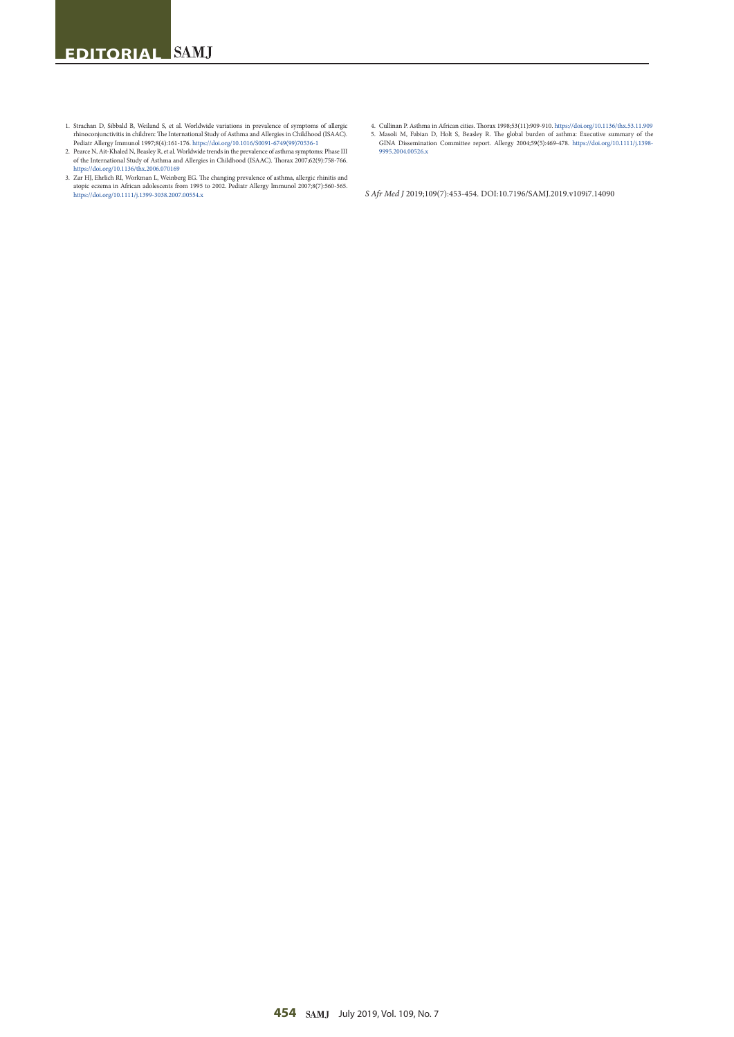1. Strachan D, Sibbald B, Weiland S, et al. Worldwide variations in prevalence of symptoms of allergic rhinoconjunctivitis in children: The International Study of Asthma and Allergies in Childhood (ISAAC). Pediatr Allergy Immunol 1997;8(4):161-176. https://doi.org/10.1016/S0091-6749(99)70536-1
2. Pearce N, Ait-Khaled N, Beasley R, et al. Worldwide trends in the prevalence of asthma symptoms: Phase III of the International Study of Asthma and Allergies in Childhood (ISAAC). Thorax 2007;62(9):758-766. https://doi.org/10.1136/thx.2006.070169
3. Zar HJ, Ehrlich RI, Workman L, Weinberg EG. The changing prevalence of asthma, allergic rhinitis and atopic eczema in African adolescents from 1995 to 2002. Pediatr Allergy Immunol 2007;8(7):560-565. https://doi.org/10.1111/j.1399-3038.2007.00554.x
4. Cullinan P. Asthma in African cities. Thorax 1998;53(11):909-910. https://doi.org/10.1136/thx.53.11.909
5. Masoli M, Fabian D, Holt S, Beasley R. The global burden of asthma: Executive summary of the GINA Dissemination Committee report. Allergy 2004;59(5):469-478. https://doi.org/10.1111/j.1398-9995.2004.00526.x

*S Afr Med J* 2019;109(7):453-454. DOI:10.7196/SAMJ.2019.v109i7.14090